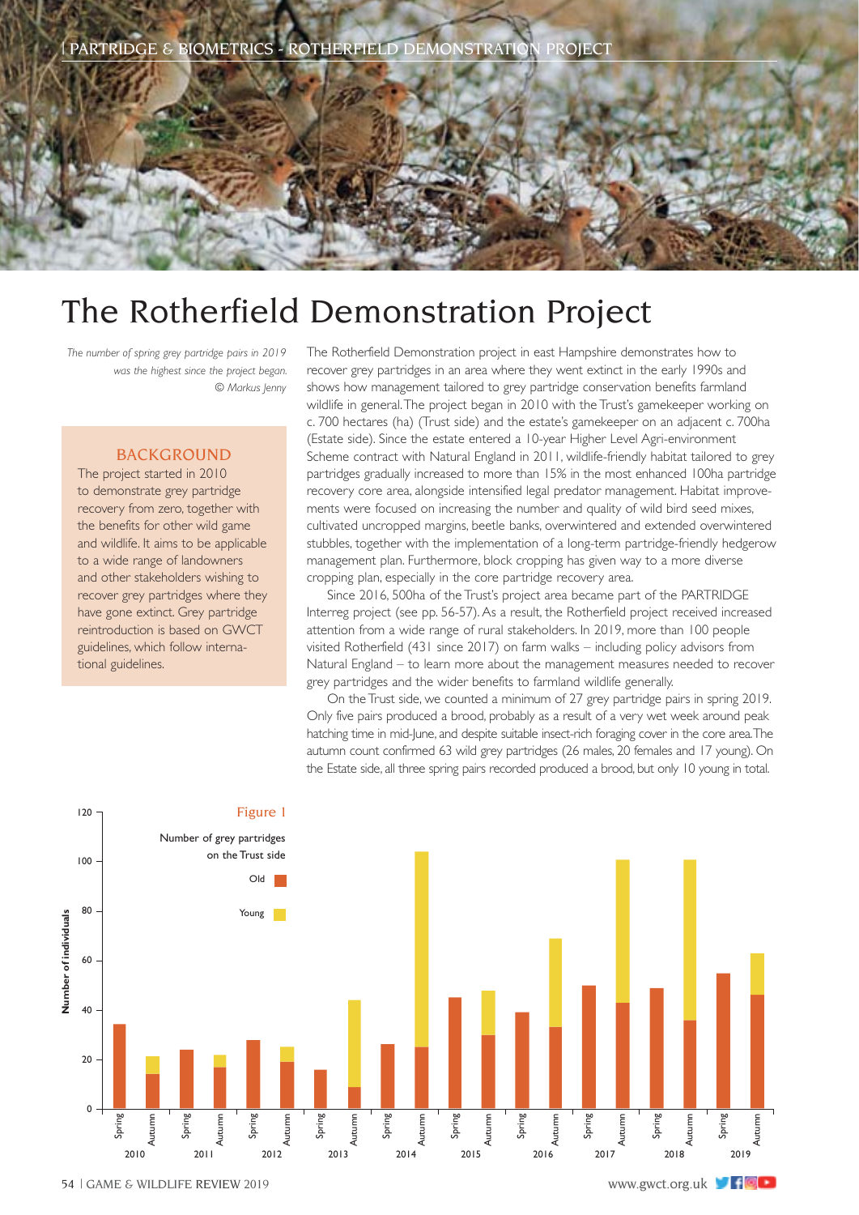# The Rotherfield Demonstration Project

*The number of spring grey partridge pairs in 2019 was the highest since the project began. © Markus Jenny*

## BACKGROUND

The project started in 2010 to demonstrate grey partridge recovery from zero, together with the benefits for other wild game and wildlife. It aims to be applicable to a wide range of landowners and other stakeholders wishing to recover grey partridges where they have gone extinct. Grey partridge reintroduction is based on GWCT guidelines, which follow international guidelines.

The Rotherfield Demonstration project in east Hampshire demonstrates how to recover grey partridges in an area where they went extinct in the early 1990s and shows how management tailored to grey partridge conservation benefits farmland wildlife in general. The project began in 2010 with the Trust's gamekeeper working on c. 700 hectares (ha) (Trust side) and the estate's gamekeeper on an adjacent c. 700ha (Estate side). Since the estate entered a 10-year Higher Level Agri-environment Scheme contract with Natural England in 2011, wildlife-friendly habitat tailored to grey partridges gradually increased to more than 15% in the most enhanced 100ha partridge recovery core area, alongside intensified legal predator management. Habitat improvements were focused on increasing the number and quality of wild bird seed mixes, cultivated uncropped margins, beetle banks, overwintered and extended overwintered stubbles, together with the implementation of a long-term partridge-friendly hedgerow management plan. Furthermore, block cropping has given way to a more diverse cropping plan, especially in the core partridge recovery area.

Since 2016, 500ha of the Trust's project area became part of the PARTRIDGE Interreg project (see pp. 56-57). As a result, the Rotherfield project received increased attention from a wide range of rural stakeholders. In 2019, more than 100 people visited Rotherfield (431 since 2017) on farm walks – including policy advisors from Natural England – to learn more about the management measures needed to recover grey partridges and the wider benefits to farmland wildlife generally.

On the Trust side, we counted a minimum of 27 grey partridge pairs in spring 2019. Only five pairs produced a brood, probably as a result of a very wet week around peak hatching time in mid-June, and despite suitable insect-rich foraging cover in the core area. The autumn count confirmed 63 wild grey partridges (26 males, 20 females and 17 young). On the Estate side, all three spring pairs recorded produced a brood, but only 10 young in total.

Figure 1

Number of grey partridges on the Trust side (Old, Young); y-axis: Number of individuals (0–120); x-axis: Spring and Autumn, 2010–2019.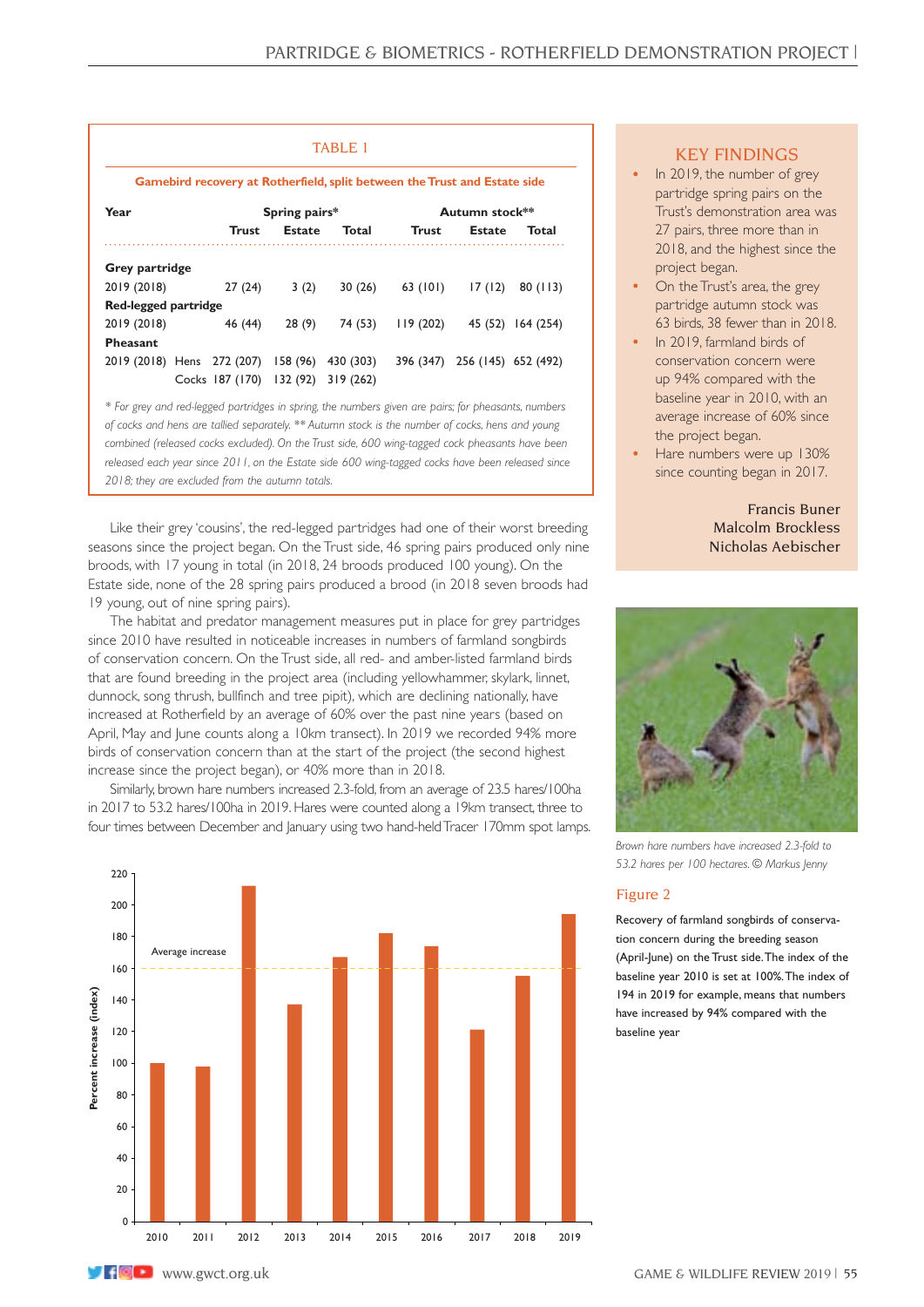## TABLE 1

**Gamebird recovery at Rotherfield, split between the Trust and Estate side**

| Year | | Spring pairs* | | | Autumn stock** | | |
|---|---|---|---|---|---|---|---|
| | | Trust | Estate | Total | Trust | Estate | Total |
| **Grey partridge** | | | | | | | |
| 2019 (2018) | | 27 (24) | 3 (2) | 30 (26) | 63 (101) | 17 (12) | 80 (113) |
| **Red-legged partridge** | | | | | | | |
| 2019 (2018) | | 46 (44) | 28 (9) | 74 (53) | 119 (202) | 45 (52) | 164 (254) |
| **Pheasant** | | | | | | | |
| 2019 (2018) | Hens | 272 (207) | 158 (96) | 430 (303) | 396 (347) | 256 (145) | 652 (492) |
| | Cocks | 187 (170) | 132 (92) | 319 (262) | | | |

*\* For grey and red-legged partridges in spring, the numbers given are pairs; for pheasants, numbers of cocks and hens are tallied separately. \*\* Autumn stock is the number of cocks, hens and young combined (released cocks excluded). On the Trust side, 600 wing-tagged cock pheasants have been released each year since 2011, on the Estate side 600 wing-tagged cocks have been released since 2018; they are excluded from the autumn totals.*

Like their grey 'cousins', the red-legged partridges had one of their worst breeding seasons since the project began. On the Trust side, 46 spring pairs produced only nine broods, with 17 young in total (in 2018, 24 broods produced 100 young). On the Estate side, none of the 28 spring pairs produced a brood (in 2018 seven broods had 19 young, out of nine spring pairs).

The habitat and predator management measures put in place for grey partridges since 2010 have resulted in noticeable increases in numbers of farmland songbirds of conservation concern. On the Trust side, all red- and amber-listed farmland birds that are found breeding in the project area (including yellowhammer, skylark, linnet, dunnock, song thrush, bullfinch and tree pipit), which are declining nationally, have increased at Rotherfield by an average of 60% over the past nine years (based on April, May and June counts along a 10km transect). In 2019 we recorded 94% more birds of conservation concern than at the start of the project (the second highest increase since the project began), or 40% more than in 2018.

Similarly, brown hare numbers increased 2.3-fold, from an average of 23.5 hares/100ha in 2017 to 53.2 hares/100ha in 2019. Hares were counted along a 19km transect, three to four times between December and January using two hand-held Tracer 170mm spot lamps.

Percent increase (index)
220
200
180
160
140
120
100
80
60
40
20
0
Average increase
2010 2011 2012 2013 2014 2015 2016 2017 2018 2019

## KEY FINDINGS

- In 2019, the number of grey partridge spring pairs on the Trust's demonstration area was 27 pairs, three more than in 2018, and the highest since the project began.
- On the Trust's area, the grey partridge autumn stock was 63 birds, 38 fewer than in 2018.
- In 2019, farmland birds of conservation concern were up 94% compared with the baseline year in 2010, with an average increase of 60% since the project began.
- Hare numbers were up 130% since counting began in 2017.

Francis Buner
Malcolm Brockless
Nicholas Aebischer

*Brown hare numbers have increased 2.3-fold to 53.2 hares per 100 hectares. © Markus Jenny*

### Figure 2

Recovery of farmland songbirds of conservation concern during the breeding season (April-June) on the Trust side. The index of the baseline year 2010 is set at 100%. The index of 194 in 2019 for example, means that numbers have increased by 94% compared with the baseline year